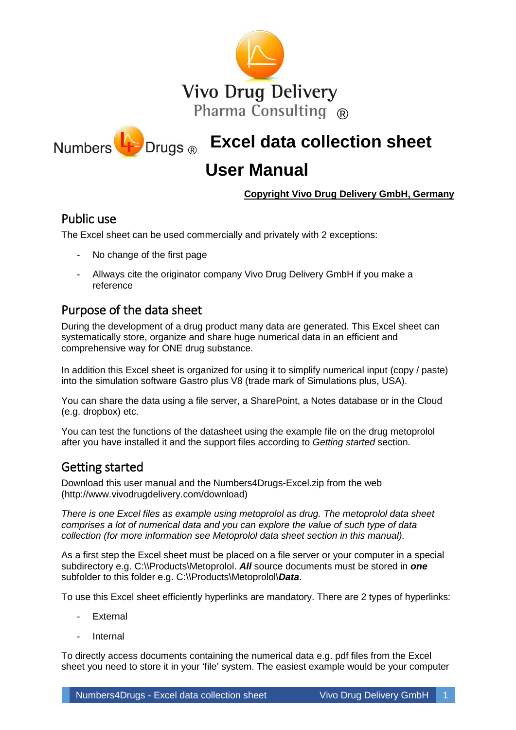Vivo Drug Delivery

Pharma Consulting ®

Numbers 4 Drugs ®

# Excel data collection sheet

# User Manual

**Copyright Vivo Drug Delivery GmbH, Germany**

## Public use

The Excel sheet can be used commercially and privately with 2 exceptions:

- No change of the first page
- Allways cite the originator company Vivo Drug Delivery GmbH if you make a reference

## Purpose of the data sheet

During the development of a drug product many data are generated. This Excel sheet can systematically store, organize and share huge numerical data in an efficient and comprehensive way for ONE drug substance.

In addition this Excel sheet is organized for using it to simplify numerical input (copy / paste) into the simulation software Gastro plus V8 (trade mark of Simulations plus, USA).

You can share the data using a file server, a SharePoint, a Notes database or in the Cloud (e.g. dropbox) etc.

You can test the functions of the datasheet using the example file on the drug metoprolol after you have installed it and the support files according to *Getting started* section.

## Getting started

Download this user manual and the Numbers4Drugs-Excel.zip from the web (http://www.vivodrugdelivery.com/download)

*There is one Excel files as example using metoprolol as drug. The metoprolol data sheet comprises a lot of numerical data and you can explore the value of such type of data collection (for more information see Metoprolol data sheet section in this manual).*

As a first step the Excel sheet must be placed on a file server or your computer in a special subdirectory e.g. C:\\Products\Metoprolol. ***All*** source documents must be stored in ***one*** subfolder to this folder e.g. C:\\Products\Metoprolol\\***Data***.

To use this Excel sheet efficiently hyperlinks are mandatory. There are 2 types of hyperlinks:

- External
- Internal

To directly access documents containing the numerical data e.g. pdf files from the Excel sheet you need to store it in your 'file' system. The easiest example would be your computer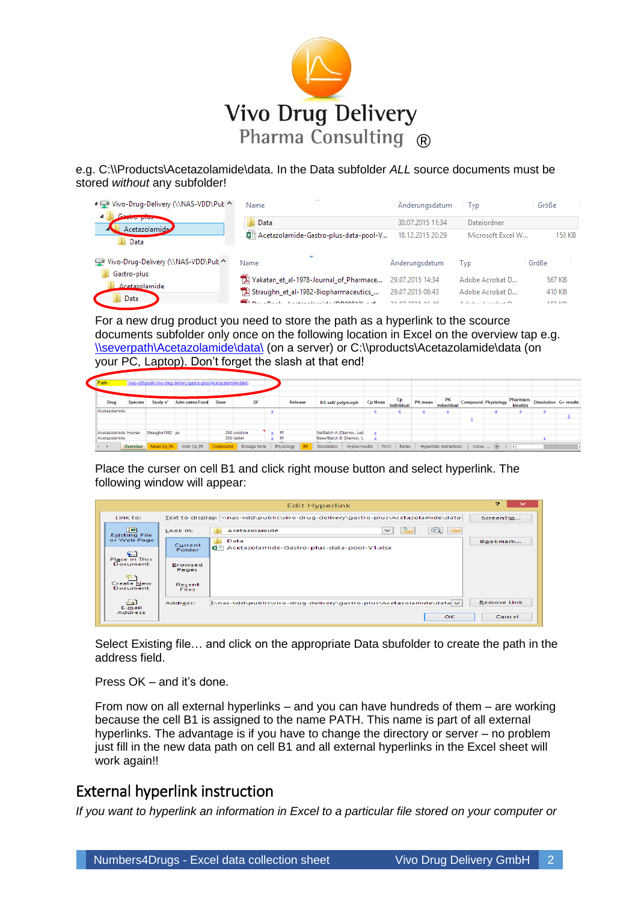e.g. C:\\Products\Acetazolamide\data. In the Data subfolder *ALL* source documents must be stored *without* any subfolder!

For a new drug product you need to store the path as a hyperlink to the sceurce documents subfolder only once on the following location in Excel on the overview tap e.g. \\severpath\Acetazolamide\data\ (on a server) or C:\\products\Acetazolamide\data (on your PC, Laptop). Don't forget the slash at that end!

Place the curser on cell B1 and click right mouse button and select hyperlink. The following window will appear:

Select Existing file… and click on the appropriate Data sbufolder to create the path in the address field.

Press OK – and it's done.

From now on all external hyperlinks – and you can have hundreds of them – are working because the cell B1 is assigned to the name PATH. This name is part of all external hyperlinks. The advantage is if you have to change the directory or server – no problem just fill in the new data path on cell B1 and all external hyperlinks in the Excel sheet will work again!!

## External hyperlink instruction

*If you want to hyperlink an information in Excel to a particular file stored on your computer or*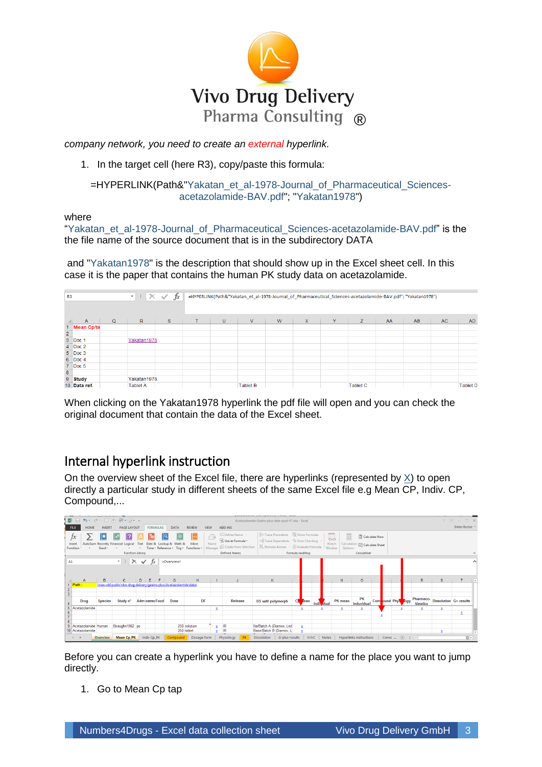*company network, you need to create an external hyperlink.*

1. In the target cell (here R3), copy/paste this formula:

   =HYPERLINK(Path&"Yakatan_et_al-1978-Journal_of_Pharmaceutical_Sciences-acetazolamide-BAV.pdf"; "Yakatan1978")

where
"Yakatan_et_al-1978-Journal_of_Pharmaceutical_Sciences-acetazolamide-BAV.pdf" is the the file name of the source document that is in the subdirectory DATA

and "Yakatan1978" is the description that should show up in the Excel sheet cell. In this case it is the paper that contains the human PK study data on acetazolamide.

When clicking on the Yakatan1978 hyperlink the pdf file will open and you can check the original document that contain the data of the Excel sheet.

## Internal hyperlink instruction

On the overview sheet of the Excel file, there are hyperlinks (represented by X) to open directly a particular study in different sheets of the same Excel file e.g Mean CP, Indiv. CP, Compound,...

Before you can create a hyperlink you have to define a name for the place you want to jump directly.

1. Go to Mean Cp tap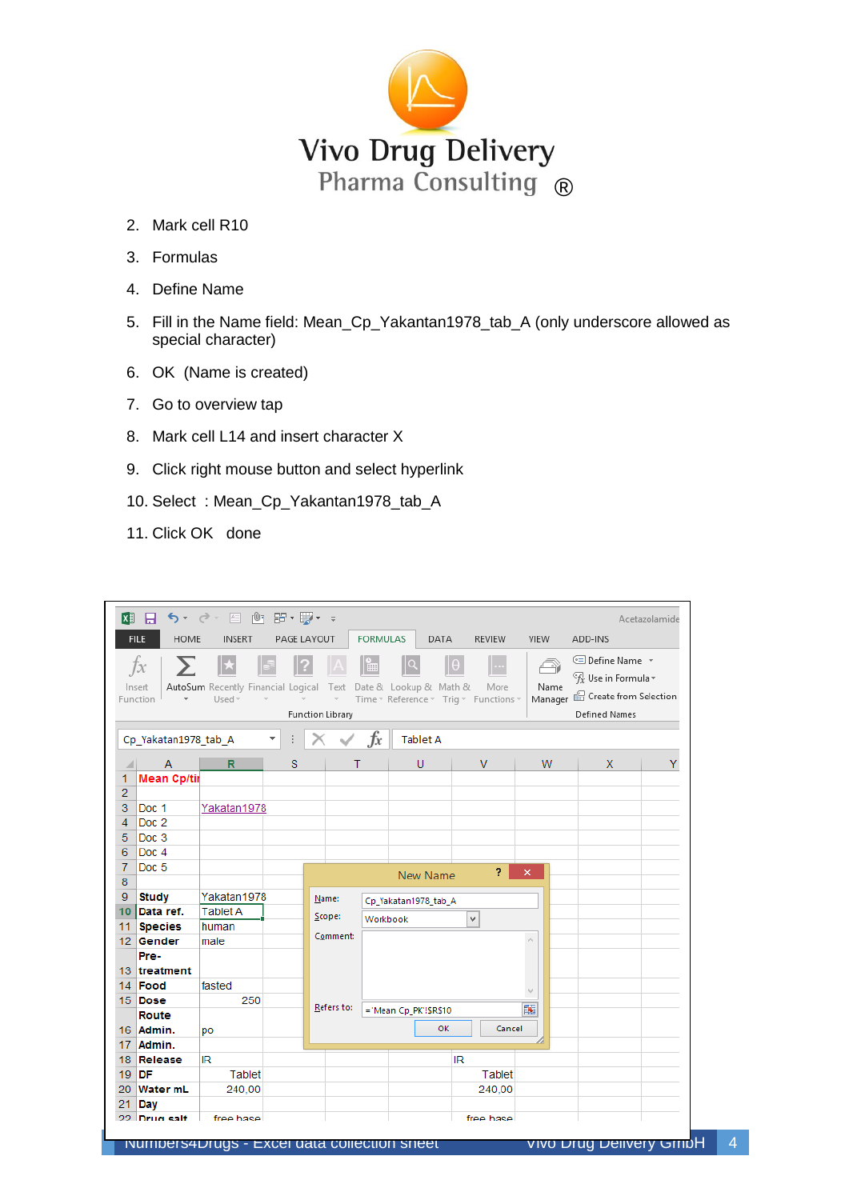2. Mark cell R10
3. Formulas
4. Define Name
5. Fill in the Name field: Mean_Cp_Yakantan1978_tab_A (only underscore allowed as special character)
6. OK (Name is created)
7. Go to overview tap
8. Mark cell L14 and insert character X
9. Click right mouse button and select hyperlink
10. Select : Mean_Cp_Yakantan1978_tab_A
11. Click OK done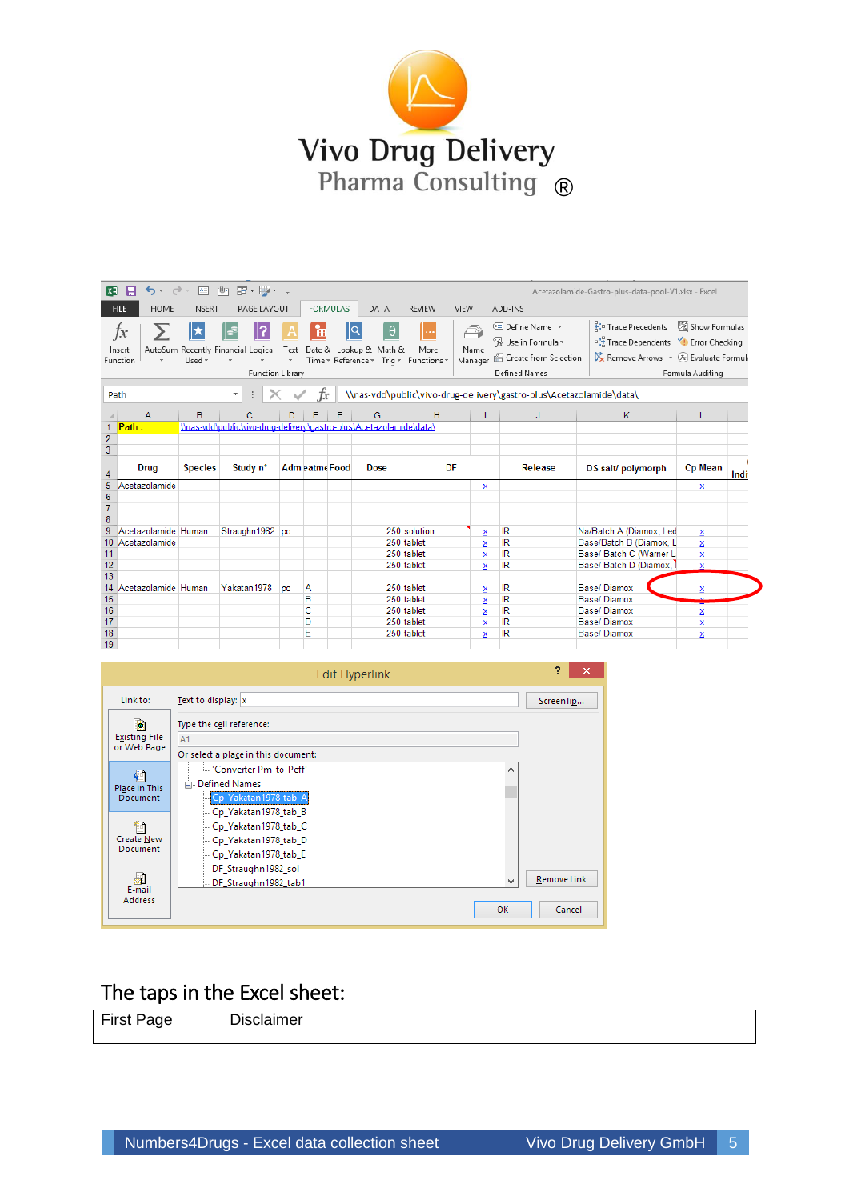# Vivo Drug Delivery

## Pharma Consulting ®

Acetazolamide-Gastro-plus-data-pool-V1.xlsx - Excel

Path : \\nas-vdd\public\vivo-drug-delivery\gastro-plus\Acetazolamide\data\

| | A | B | C | D | E | F | G | H | I | J | K | L |
|---|---|---|---|---|---|---|---|---|---|---|---|---|
| 1 | Path : | \\nas-vdd\public\vivo-drug-delivery\gastro-plus\Acetazolamide\data\ | | | | | | | | | | |
| 4 | Drug | Species | Study n° | Adm | eatme | Food | Dose | DF | | Release | DS salt/ polymorph | Cp Mean |
| 5 | Acetazolamide | | | | | | | | x | | | x |
| 9 | Acetazolamide | Human | Straughn1982 | po | | | 250 | solution | x | IR | Na/Batch A (Diamox, Led | x |
| 10 | Acetazolamide | | | | | | 250 | tablet | x | IR | Base/Batch B (Diamox, L | x |
| 11 | | | | | | | 250 | tablet | x | IR | Base/ Batch C (Warner L | x |
| 12 | | | | | | | 250 | tablet | x | IR | Base/ Batch D (Diamox, | x |
| 14 | Acetazolamide | Human | Yakatan1978 | po | A | | 250 | tablet | x | IR | Base/ Diamox | x |
| 15 | | | | | B | | 250 | tablet | x | IR | Base/ Diamox | x |
| 16 | | | | | C | | 250 | tablet | x | IR | Base/ Diamox | x |
| 17 | | | | | D | | 250 | tablet | x | IR | Base/ Diamox | x |
| 18 | | | | | E | | 250 | tablet | x | IR | Base/ Diamox | x |

**Edit Hyperlink**

Link to: Existing File or Web Page / Place in This Document / Create New Document / E-mail Address

Text to display: x

Type the cell reference: A1

Or select a place in this document:
- 'Converter Pm-to-Peff'
- Defined Names
  - Cp_Yakatan1978_tab_A
  - Cp_Yakatan1978_tab_B
  - Cp_Yakatan1978_tab_C
  - Cp_Yakatan1978_tab_D
  - Cp_Yakatan1978_tab_E
  - DF_Straughn1982_sol
  - DF_Straughn1982_tab1

ScreenTip... | Remove Link | OK | Cancel

## The taps in the Excel sheet:

| First Page | Disclaimer |
|---|---|

Numbers4Drugs - Excel data collection sheet — Vivo Drug Delivery GmbH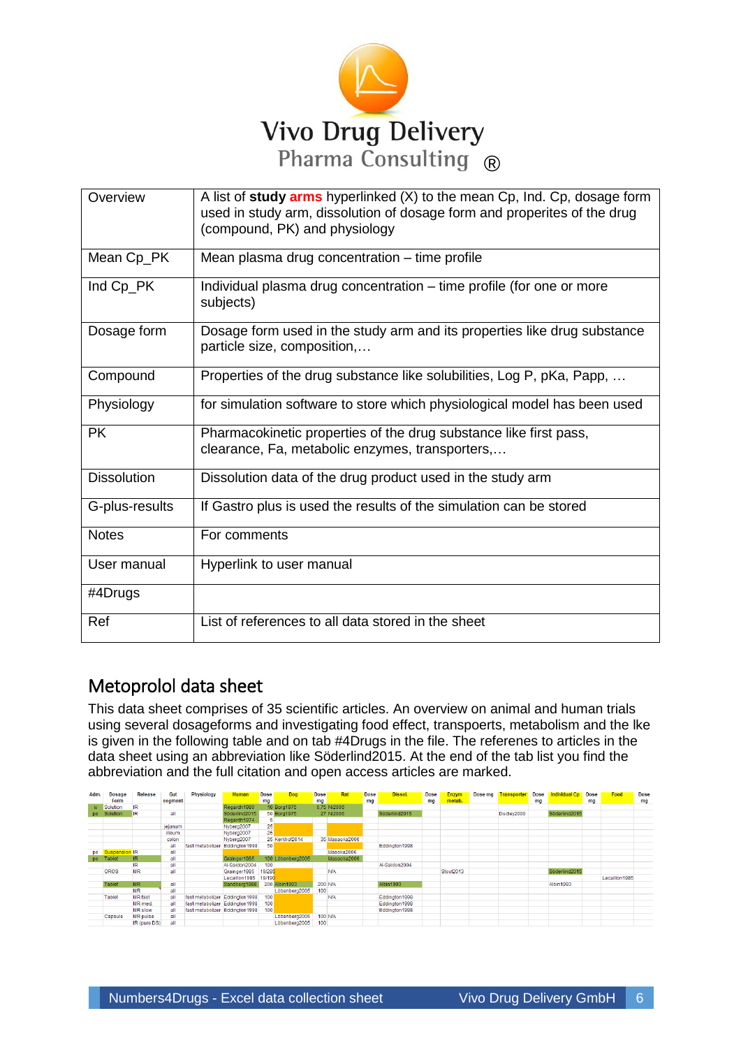| | |
|---|---|
| Overview | A list of **study arms** hyperlinked (X) to the mean Cp, Ind. Cp, dosage form used in study arm, dissolution of dosage form and properites of the drug (compound, PK) and physiology |
| Mean Cp_PK | Mean plasma drug concentration – time profile |
| Ind Cp_PK | Individual plasma drug concentration – time profile (for one or more subjects) |
| Dosage form | Dosage form used in the study arm and its properties like drug substance particle size, composition,… |
| Compound | Properties of the drug substance like solubilities, Log P, pKa, Papp, … |
| Physiology | for simulation software to store which physiological model has been used |
| PK | Pharmacokinetic properties of the drug substance like first pass, clearance, Fa, metabolic enzymes, transporters,… |
| Dissolution | Dissolution data of the drug product used in the study arm |
| G-plus-results | If Gastro plus is used the results of the simulation can be stored |
| Notes | For comments |
| User manual | Hyperlink to user manual |
| #4Drugs | |
| Ref | List of references to all data stored in the sheet |

## Metoprolol data sheet

This data sheet comprises of 35 scientific articles. An overview on animal and human trials using several dosageforms and investigating food effect, transpoerts, metabolism and the lke is given in the following table and on tab #4Drugs in the file. The referenes to articles in the data sheet using an abbreviation like Söderlind2015. At the end of the tab list you find the abbreviation and the full citation and open access articles are marked.

| Adm. | Dosage Form | Release | Gut segment | Physiology | Human | Dose mg | Dog | Dose mg | Rat | Dose mg | Dissol. | Dose mg | Enzym metab. | Dose mg | Transporter | Dose mg | Individual Cp | Dose mg | Food | Dose mg |
|---|---|---|---|---|---|---|---|---|---|---|---|---|---|---|---|---|---|---|---|---|
| iv | Solution | IR | | | Regardh1980 | 10 | Borg1975 | 8.75 | Ni2006 | | | | | | | | | | | |
| po | Solution | IR | all | | Söderlind2015 | 50 | Borg1975 | 27 | Ni2006 | | Söderlind2015 | | | | Dudley2000 | | Söderlind2015 | | | |
| | | | | | Regardh1974 | 5 | | | | | | | | | | | | | | |
| | | | jejunum | | Nyberg2007 | 25 | | | | | | | | | | | | | | |
| | | | illeum | | Nyberg2007 | 25 | | | | | | | | | | | | | | |
| | | | colon | | Nyberg2007 | 25 | Kerlhof2014 | 35 | Masaoka2006 | | | | | | | | | | | |
| | | | all | fast metabolizer | Eddington1998 | 50 | | | | | Eddington1998 | | | | | | | | | |
| po | Suspension | IR | all | | | | | | Masoka2006 | | | | | | | | | | | |
| po | Tablet | IR | all | | Grainger1965 | 100 | Löbenberg2005 | | Masaoka2006 | | | | | | | | | | | |
| | | IR | all | | Al-Saidon2004 | 100 | | | | | Al-Saidon2004 | | | | | | | | | |
| | OROS | MR | all | | Grainger1965 | 19/285 | | | N/A | | | | Stout2013 | | | | Söderlind2015 | | | |
| | | | | | Lecaillon1985 | 19/190 | | | | | | | | | | | | | Lecaillon1985 | |
| | Tablet | MR | all | | Sandberg1988 | 200 | Albin1993 | 200 | N/A | | Albin1993 | | | | | | Albin1993 | | | |
| | | MR | all | | | | Löbenberg2005 | 100 | | | | | | | | | | | | |
| | Tablet | MR fast | all | fast metabolizer | Eddington1998 | 100 | | | N/A | | Eddington1998 | | | | | | | | | |
| | | MR med. | all | fast metabolizer | Eddington1998 | 100 | | | | | Eddington1998 | | | | | | | | | |
| | | MR slow | all | fast metabolizer | Eddington1998 | 100 | | | | | Eddington1998 | | | | | | | | | |
| | Capsule | MR pulse | all | | | | Löbenberg2005 | 100 | N/A | | | | | | | | | | | |
| | | IR (pure DS) | all | | | | Löbenberg2005 | 100 | | | | | | | | | | | | |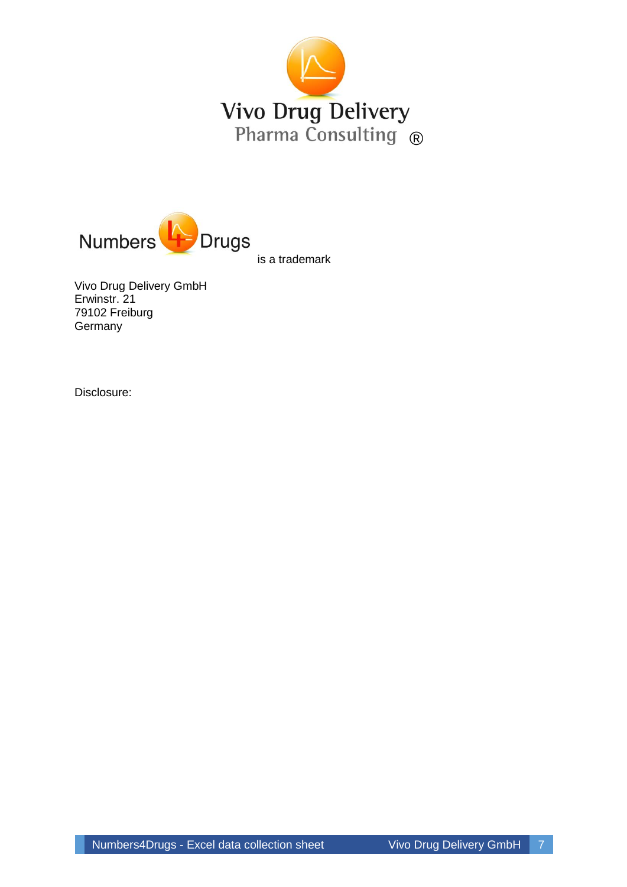Vivo Drug Delivery
Pharma Consulting ®

Numbers 4 Drugs is a trademark

Vivo Drug Delivery GmbH
Erwinstr. 21
79102 Freiburg
Germany

Disclosure: